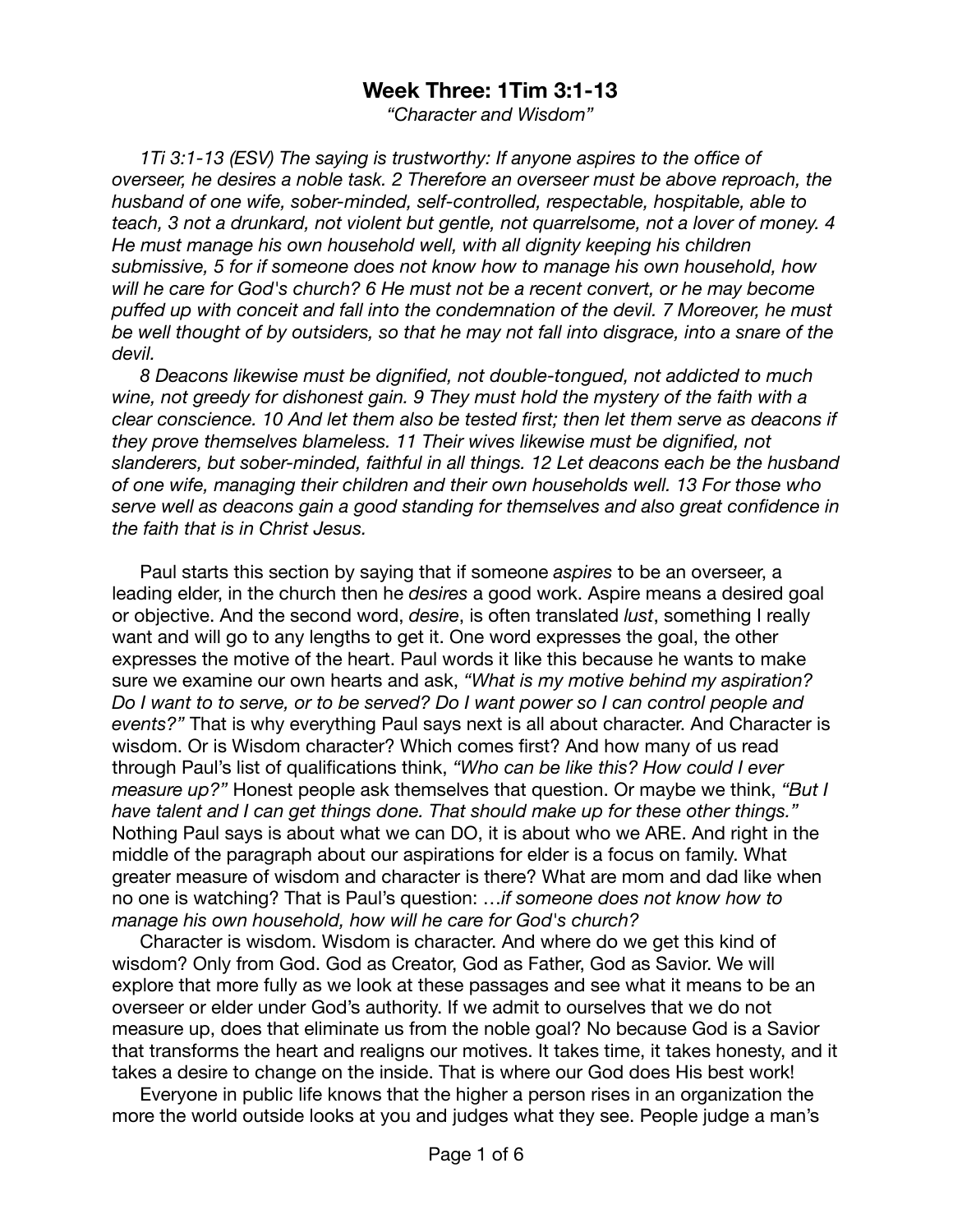# Week Three: 1Tim 3:1-13

*"Character and Wisdom"*

*1Ti 3:1-13 (ESV) The saying is trustworthy: If anyone aspires to the office of overseer, he desires a noble task. 2 Therefore an overseer must be above reproach, the husband of one wife, sober-minded, self-controlled, respectable, hospitable, able to teach, 3 not a drunkard, not violent but gentle, not quarrelsome, not a lover of money. 4 He must manage his own household well, with all dignity keeping his children submissive, 5 for if someone does not know how to manage his own household, how will he care for God's church? 6 He must not be a recent convert, or he may become puffed up with conceit and fall into the condemnation of the devil. 7 Moreover, he must be well thought of by outsiders, so that he may not fall into disgrace, into a snare of the devil.*

*8 Deacons likewise must be dignified, not double-tongued, not addicted to much wine, not greedy for dishonest gain. 9 They must hold the mystery of the faith with a clear conscience. 10 And let them also be tested first; then let them serve as deacons if they prove themselves blameless. 11 Their wives likewise must be dignified, not slanderers, but sober-minded, faithful in all things. 12 Let deacons each be the husband of one wife, managing their children and their own households well. 13 For those who serve well as deacons gain a good standing for themselves and also great confidence in the faith that is in Christ Jesus.*

Paul starts this section by saying that if someone *aspires* to be an overseer, a leading elder, in the church then he *desires* a good work. Aspire means a desired goal or objective. And the second word, *desire*, is often translated *lust*, something I really want and will go to any lengths to get it. One word expresses the goal, the other expresses the motive of the heart. Paul words it like this because he wants to make sure we examine our own hearts and ask, *"What is my motive behind my aspiration? Do I want to to serve, or to be served? Do I want power so I can control people and events?"* That is why everything Paul says next is all about character. And Character is wisdom. Or is Wisdom character? Which comes first? And how many of us read through Paul's list of qualifications think, *"Who can be like this? How could I ever measure up?"* Honest people ask themselves that question. Or maybe we think, *"But I have talent and I can get things done. That should make up for these other things."* Nothing Paul says is about what we can DO, it is about who we ARE. And right in the middle of the paragraph about our aspirations for elder is a focus on family. What greater measure of wisdom and character is there? What are mom and dad like when no one is watching? That is Paul's question: …*if someone does not know how to manage his own household, how will he care for God's church?*

Character is wisdom. Wisdom is character. And where do we get this kind of wisdom? Only from God. God as Creator, God as Father, God as Savior. We will explore that more fully as we look at these passages and see what it means to be an overseer or elder under God's authority. If we admit to ourselves that we do not measure up, does that eliminate us from the noble goal? No because God is a Savior that transforms the heart and realigns our motives. It takes time, it takes honesty, and it takes a desire to change on the inside. That is where our God does His best work!

Everyone in public life knows that the higher a person rises in an organization the more the world outside looks at you and judges what they see. People judge a man's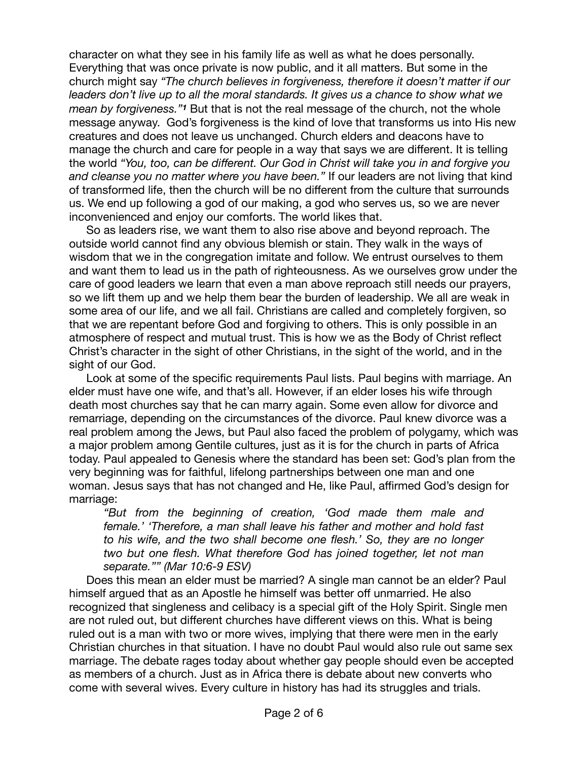character on what they see in his family life as well as what he does personally. Everything that was once private is now public, and it all matters. But some in the church might say *"The church believes in forgiveness, therefore it doesn't matter if our leaders don't live up to all the moral standards. It gives us a chance to show what we mean by forgiveness."*[1] But that is not the real message of the church, not the whole message anyway. God's forgiveness is the kind of love that transforms us into His new creatures and does not leave us unchanged. Church elders and deacons have to manage the church and care for people in a way that says we are different. It is telling the world *"You, too, can be different. Our God in Christ will take you in and forgive you and cleanse you no matter where you have been."* If our leaders are not living that kind of transformed life, then the church will be no different from the culture that surrounds us. We end up following a god of our making, a god who serves us, so we are never inconvenienced and enjoy our comforts. The world likes that.

So as leaders rise, we want them to also rise above and beyond reproach. The outside world cannot find any obvious blemish or stain. They walk in the ways of wisdom that we in the congregation imitate and follow. We entrust ourselves to them and want them to lead us in the path of righteousness. As we ourselves grow under the care of good leaders we learn that even a man above reproach still needs our prayers, so we lift them up and we help them bear the burden of leadership. We all are weak in some area of our life, and we all fail. Christians are called and completely forgiven, so that we are repentant before God and forgiving to others. This is only possible in an atmosphere of respect and mutual trust. This is how we as the Body of Christ reflect Christ's character in the sight of other Christians, in the sight of the world, and in the sight of our God.

Look at some of the specific requirements Paul lists. Paul begins with marriage. An elder must have one wife, and that's all. However, if an elder loses his wife through death most churches say that he can marry again. Some even allow for divorce and remarriage, depending on the circumstances of the divorce. Paul knew divorce was a real problem among the Jews, but Paul also faced the problem of polygamy, which was a major problem among Gentile cultures, just as it is for the church in parts of Africa today. Paul appealed to Genesis where the standard has been set: God's plan from the very beginning was for faithful, lifelong partnerships between one man and one woman. Jesus says that has not changed and He, like Paul, affirmed God's design for marriage:

> *"But from the beginning of creation, 'God made them male and female.' 'Therefore, a man shall leave his father and mother and hold fast to his wife, and the two shall become one flesh.' So, they are no longer two but one flesh. What therefore God has joined together, let not man separate."" (Mar 10:6-9 ESV)*

Does this mean an elder must be married? A single man cannot be an elder? Paul himself argued that as an Apostle he himself was better off unmarried. He also recognized that singleness and celibacy is a special gift of the Holy Spirit. Single men are not ruled out, but different churches have different views on this. What is being ruled out is a man with two or more wives, implying that there were men in the early Christian churches in that situation. I have no doubt Paul would also rule out same sex marriage. The debate rages today about whether gay people should even be accepted as members of a church. Just as in Africa there is debate about new converts who come with several wives. Every culture in history has had its struggles and trials.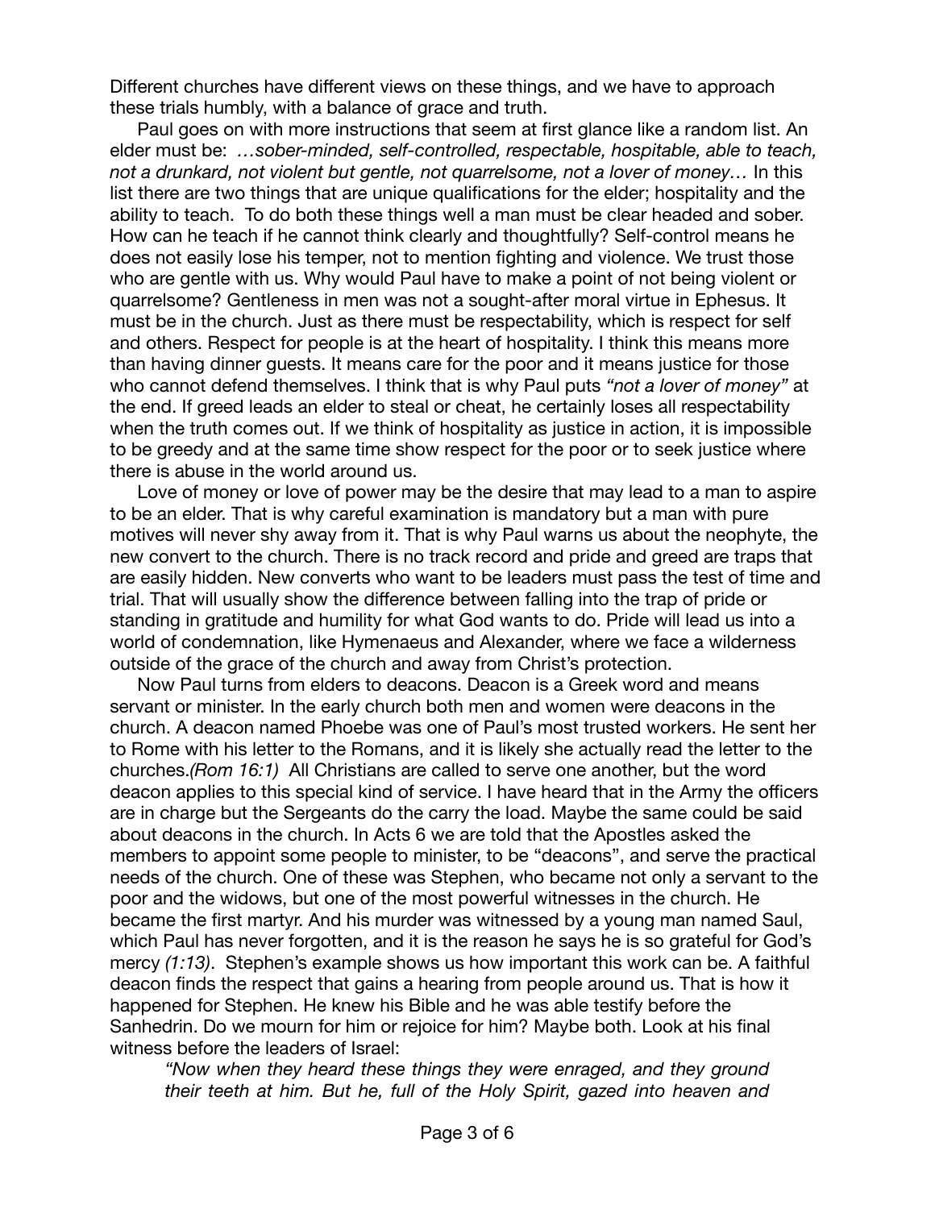Different churches have different views on these things, and we have to approach these trials humbly, with a balance of grace and truth.

Paul goes on with more instructions that seem at first glance like a random list. An elder must be: *…sober-minded, self-controlled, respectable, hospitable, able to teach, not a drunkard, not violent but gentle, not quarrelsome, not a lover of money…* In this list there are two things that are unique qualifications for the elder; hospitality and the ability to teach. To do both these things well a man must be clear headed and sober. How can he teach if he cannot think clearly and thoughtfully? Self-control means he does not easily lose his temper, not to mention fighting and violence. We trust those who are gentle with us. Why would Paul have to make a point of not being violent or quarrelsome? Gentleness in men was not a sought-after moral virtue in Ephesus. It must be in the church. Just as there must be respectability, which is respect for self and others. Respect for people is at the heart of hospitality. I think this means more than having dinner guests. It means care for the poor and it means justice for those who cannot defend themselves. I think that is why Paul puts *"not a lover of money"* at the end. If greed leads an elder to steal or cheat, he certainly loses all respectability when the truth comes out. If we think of hospitality as justice in action, it is impossible to be greedy and at the same time show respect for the poor or to seek justice where there is abuse in the world around us.

Love of money or love of power may be the desire that may lead to a man to aspire to be an elder. That is why careful examination is mandatory but a man with pure motives will never shy away from it. That is why Paul warns us about the neophyte, the new convert to the church. There is no track record and pride and greed are traps that are easily hidden. New converts who want to be leaders must pass the test of time and trial. That will usually show the difference between falling into the trap of pride or standing in gratitude and humility for what God wants to do. Pride will lead us into a world of condemnation, like Hymenaeus and Alexander, where we face a wilderness outside of the grace of the church and away from Christ's protection.

Now Paul turns from elders to deacons. Deacon is a Greek word and means servant or minister. In the early church both men and women were deacons in the church. A deacon named Phoebe was one of Paul's most trusted workers. He sent her to Rome with his letter to the Romans, and it is likely she actually read the letter to the churches.*(Rom 16:1)* All Christians are called to serve one another, but the word deacon applies to this special kind of service. I have heard that in the Army the officers are in charge but the Sergeants do the carry the load. Maybe the same could be said about deacons in the church. In Acts 6 we are told that the Apostles asked the members to appoint some people to minister, to be "deacons", and serve the practical needs of the church. One of these was Stephen, who became not only a servant to the poor and the widows, but one of the most powerful witnesses in the church. He became the first martyr. And his murder was witnessed by a young man named Saul, which Paul has never forgotten, and it is the reason he says he is so grateful for God's mercy *(1:13)*. Stephen's example shows us how important this work can be. A faithful deacon finds the respect that gains a hearing from people around us. That is how it happened for Stephen. He knew his Bible and he was able testify before the Sanhedrin. Do we mourn for him or rejoice for him? Maybe both. Look at his final witness before the leaders of Israel:

> *"Now when they heard these things they were enraged, and they ground their teeth at him. But he, full of the Holy Spirit, gazed into heaven and*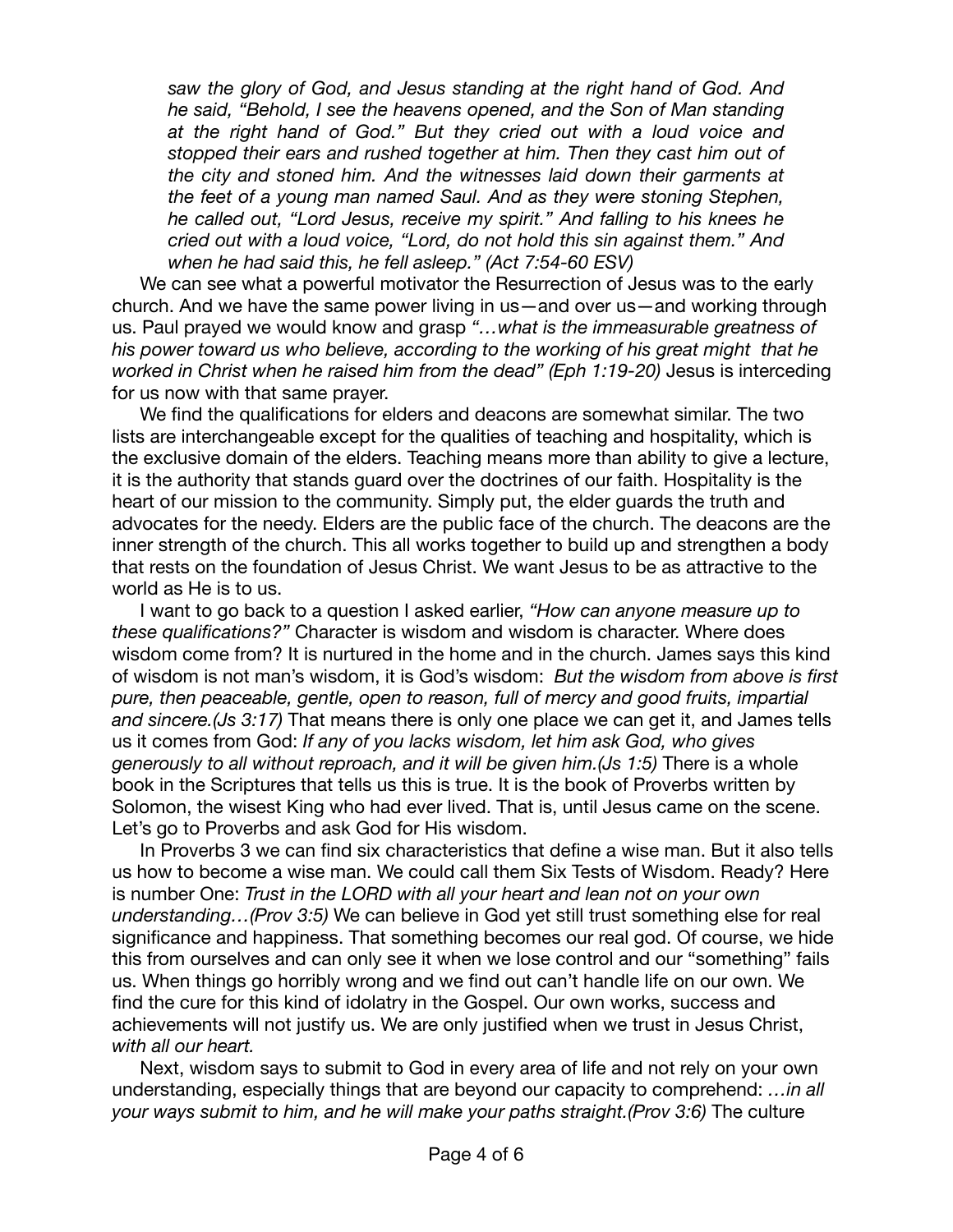*saw the glory of God, and Jesus standing at the right hand of God. And he said, "Behold, I see the heavens opened, and the Son of Man standing at the right hand of God." But they cried out with a loud voice and stopped their ears and rushed together at him. Then they cast him out of the city and stoned him. And the witnesses laid down their garments at the feet of a young man named Saul. And as they were stoning Stephen, he called out, "Lord Jesus, receive my spirit." And falling to his knees he cried out with a loud voice, "Lord, do not hold this sin against them." And when he had said this, he fell asleep." (Act 7:54-60 ESV)*

We can see what a powerful motivator the Resurrection of Jesus was to the early church. And we have the same power living in us—and over us—and working through us. Paul prayed we would know and grasp *"…what is the immeasurable greatness of his power toward us who believe, according to the working of his great might that he worked in Christ when he raised him from the dead" (Eph 1:19-20)* Jesus is interceding for us now with that same prayer.

We find the qualifications for elders and deacons are somewhat similar. The two lists are interchangeable except for the qualities of teaching and hospitality, which is the exclusive domain of the elders. Teaching means more than ability to give a lecture, it is the authority that stands guard over the doctrines of our faith. Hospitality is the heart of our mission to the community. Simply put, the elder guards the truth and advocates for the needy. Elders are the public face of the church. The deacons are the inner strength of the church. This all works together to build up and strengthen a body that rests on the foundation of Jesus Christ. We want Jesus to be as attractive to the world as He is to us.

I want to go back to a question I asked earlier, *"How can anyone measure up to these qualifications?"* Character is wisdom and wisdom is character. Where does wisdom come from? It is nurtured in the home and in the church. James says this kind of wisdom is not man's wisdom, it is God's wisdom: *But the wisdom from above is first pure, then peaceable, gentle, open to reason, full of mercy and good fruits, impartial and sincere.(Js 3:17)* That means there is only one place we can get it, and James tells us it comes from God: *If any of you lacks wisdom, let him ask God, who gives generously to all without reproach, and it will be given him.(Js 1:5)* There is a whole book in the Scriptures that tells us this is true. It is the book of Proverbs written by Solomon, the wisest King who had ever lived. That is, until Jesus came on the scene. Let's go to Proverbs and ask God for His wisdom.

In Proverbs 3 we can find six characteristics that define a wise man. But it also tells us how to become a wise man. We could call them Six Tests of Wisdom. Ready? Here is number One: *Trust in the LORD with all your heart and lean not on your own understanding…(Prov 3:5)* We can believe in God yet still trust something else for real significance and happiness. That something becomes our real god. Of course, we hide this from ourselves and can only see it when we lose control and our "something" fails us. When things go horribly wrong and we find out can't handle life on our own. We find the cure for this kind of idolatry in the Gospel. Our own works, success and achievements will not justify us. We are only justified when we trust in Jesus Christ, *with all our heart.*

Next, wisdom says to submit to God in every area of life and not rely on your own understanding, especially things that are beyond our capacity to comprehend: *…in all your ways submit to him, and he will make your paths straight.(Prov 3:6)* The culture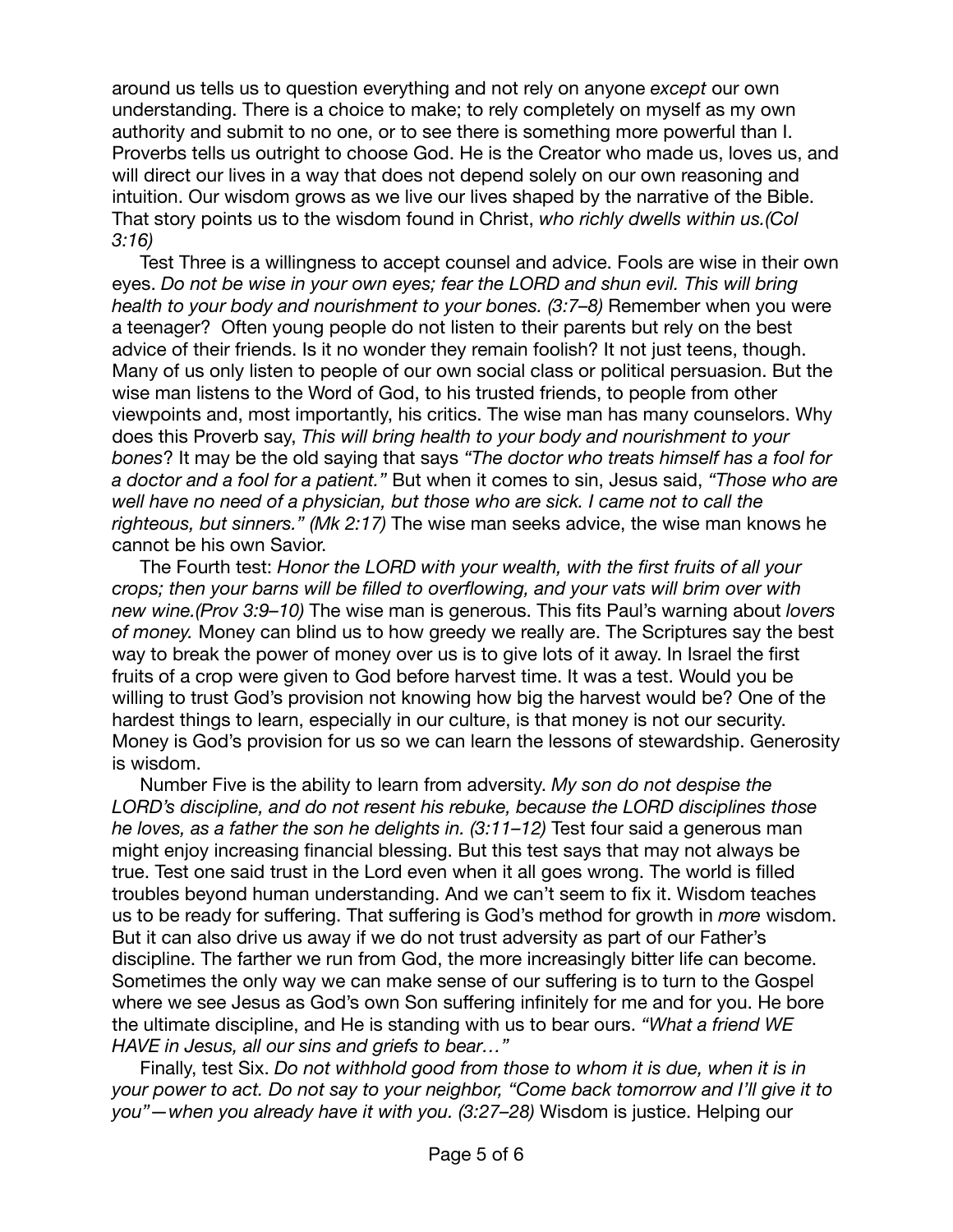around us tells us to question everything and not rely on anyone *except* our own understanding. There is a choice to make; to rely completely on myself as my own authority and submit to no one, or to see there is something more powerful than I. Proverbs tells us outright to choose God. He is the Creator who made us, loves us, and will direct our lives in a way that does not depend solely on our own reasoning and intuition. Our wisdom grows as we live our lives shaped by the narrative of the Bible. That story points us to the wisdom found in Christ, *who richly dwells within us.(Col 3:16)*

Test Three is a willingness to accept counsel and advice. Fools are wise in their own eyes. *Do not be wise in your own eyes; fear the LORD and shun evil. This will bring health to your body and nourishment to your bones. (3:7–8)* Remember when you were a teenager? Often young people do not listen to their parents but rely on the best advice of their friends. Is it no wonder they remain foolish? It not just teens, though. Many of us only listen to people of our own social class or political persuasion. But the wise man listens to the Word of God, to his trusted friends, to people from other viewpoints and, most importantly, his critics. The wise man has many counselors. Why does this Proverb say, *This will bring health to your body and nourishment to your bones*? It may be the old saying that says *"The doctor who treats himself has a fool for a doctor and a fool for a patient."* But when it comes to sin, Jesus said, *"Those who are well have no need of a physician, but those who are sick. I came not to call the righteous, but sinners." (Mk 2:17)* The wise man seeks advice, the wise man knows he cannot be his own Savior.

The Fourth test: *Honor the LORD with your wealth, with the first fruits of all your crops; then your barns will be filled to overflowing, and your vats will brim over with new wine.(Prov 3:9–10)* The wise man is generous. This fits Paul's warning about *lovers of money.* Money can blind us to how greedy we really are. The Scriptures say the best way to break the power of money over us is to give lots of it away. In Israel the first fruits of a crop were given to God before harvest time. It was a test. Would you be willing to trust God's provision not knowing how big the harvest would be? One of the hardest things to learn, especially in our culture, is that money is not our security. Money is God's provision for us so we can learn the lessons of stewardship. Generosity is wisdom.

Number Five is the ability to learn from adversity. *My son do not despise the LORD's discipline, and do not resent his rebuke, because the LORD disciplines those he loves, as a father the son he delights in. (3:11–12)* Test four said a generous man might enjoy increasing financial blessing. But this test says that may not always be true. Test one said trust in the Lord even when it all goes wrong. The world is filled troubles beyond human understanding. And we can't seem to fix it. Wisdom teaches us to be ready for suffering. That suffering is God's method for growth in *more* wisdom. But it can also drive us away if we do not trust adversity as part of our Father's discipline. The farther we run from God, the more increasingly bitter life can become. Sometimes the only way we can make sense of our suffering is to turn to the Gospel where we see Jesus as God's own Son suffering infinitely for me and for you. He bore the ultimate discipline, and He is standing with us to bear ours. *"What a friend WE HAVE in Jesus, all our sins and griefs to bear…"*

Finally, test Six. *Do not withhold good from those to whom it is due, when it is in your power to act. Do not say to your neighbor, "Come back tomorrow and I'll give it to you"—when you already have it with you. (3:27–28)* Wisdom is justice. Helping our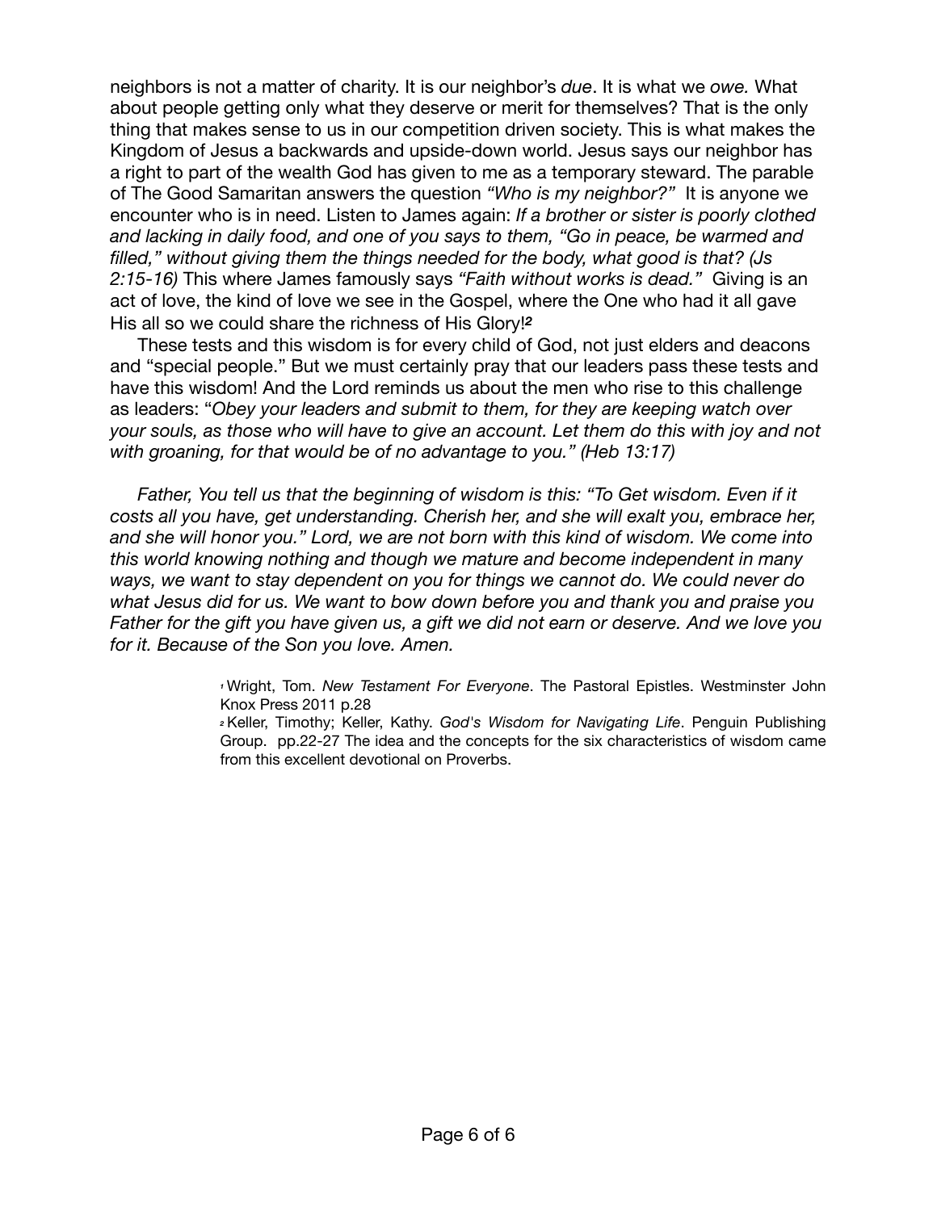neighbors is not a matter of charity. It is our neighbor's *due*. It is what we *owe.* What about people getting only what they deserve or merit for themselves? That is the only thing that makes sense to us in our competition driven society. This is what makes the Kingdom of Jesus a backwards and upside-down world. Jesus says our neighbor has a right to part of the wealth God has given to me as a temporary steward. The parable of The Good Samaritan answers the question *"Who is my neighbor?"* It is anyone we encounter who is in need. Listen to James again: *If a brother or sister is poorly clothed and lacking in daily food, and one of you says to them, "Go in peace, be warmed and filled," without giving them the things needed for the body, what good is that? (Js 2:15-16)* This where James famously says *"Faith without works is dead."* Giving is an act of love, the kind of love we see in the Gospel, where the One who had it all gave His all so we could share the richness of His Glory![2]

These tests and this wisdom is for every child of God, not just elders and deacons and "special people." But we must certainly pray that our leaders pass these tests and have this wisdom! And the Lord reminds us about the men who rise to this challenge as leaders: "*Obey your leaders and submit to them, for they are keeping watch over your souls, as those who will have to give an account. Let them do this with joy and not with groaning, for that would be of no advantage to you." (Heb 13:17)*

*Father, You tell us that the beginning of wisdom is this: "To Get wisdom. Even if it costs all you have, get understanding. Cherish her, and she will exalt you, embrace her, and she will honor you." Lord, we are not born with this kind of wisdom. We come into this world knowing nothing and though we mature and become independent in many ways, we want to stay dependent on you for things we cannot do. We could never do what Jesus did for us. We want to bow down before you and thank you and praise you Father for the gift you have given us, a gift we did not earn or deserve. And we love you for it. Because of the Son you love. Amen.*

[1] Wright, Tom. *New Testament For Everyone*. The Pastoral Epistles. Westminster John Knox Press 2011 p.28

[2] Keller, Timothy; Keller, Kathy. *God's Wisdom for Navigating Life*. Penguin Publishing Group. pp.22-27 The idea and the concepts for the six characteristics of wisdom came from this excellent devotional on Proverbs.